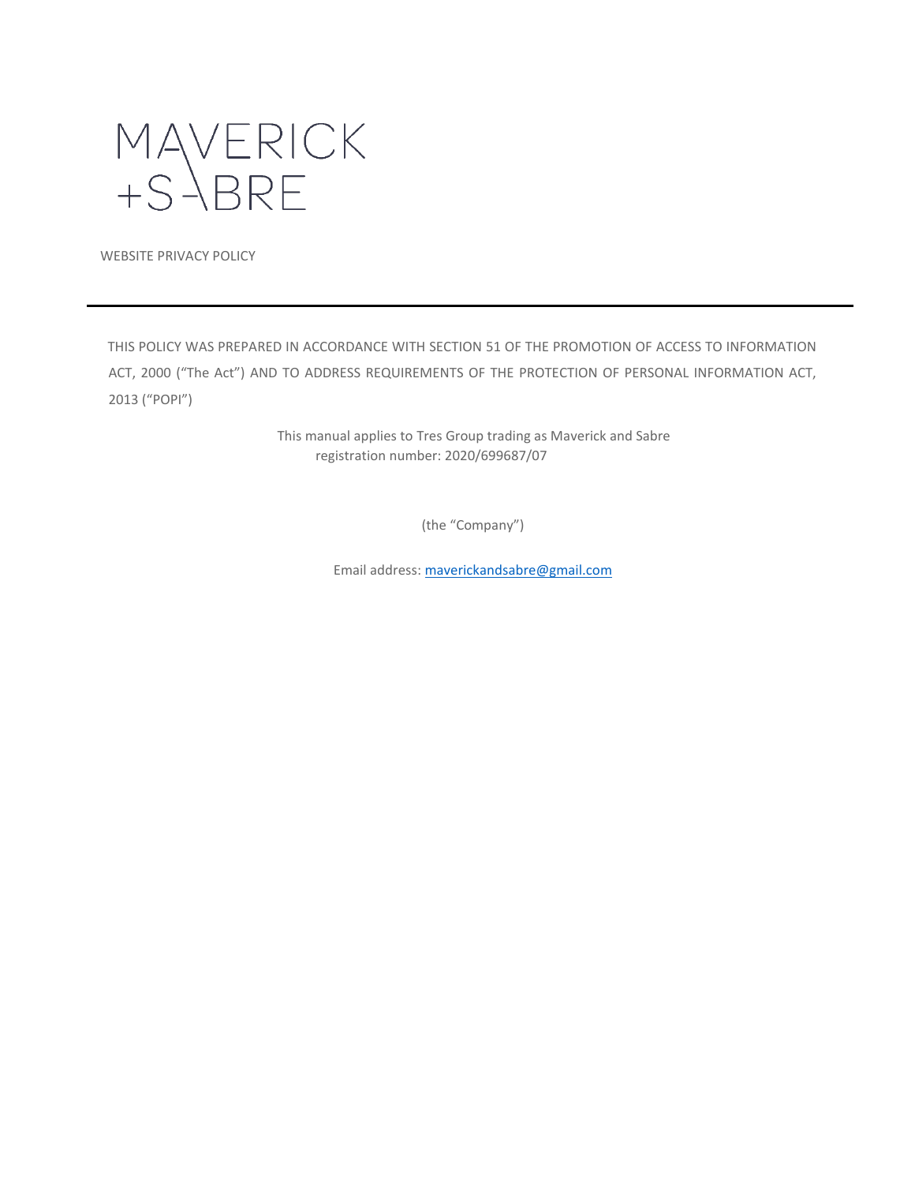MAVERICK
+SABRE

WEBSITE PRIVACY POLICY

---

THIS POLICY WAS PREPARED IN ACCORDANCE WITH SECTION 51 OF THE PROMOTION OF ACCESS TO INFORMATION ACT, 2000 ("The Act") AND TO ADDRESS REQUIREMENTS OF THE PROTECTION OF PERSONAL INFORMATION ACT, 2013 ("POPI")

This manual applies to Tres Group trading as Maverick and Sabre
registration number: 2020/699687/07

(the "Company")

Email address: mavericksandsabre@gmail.com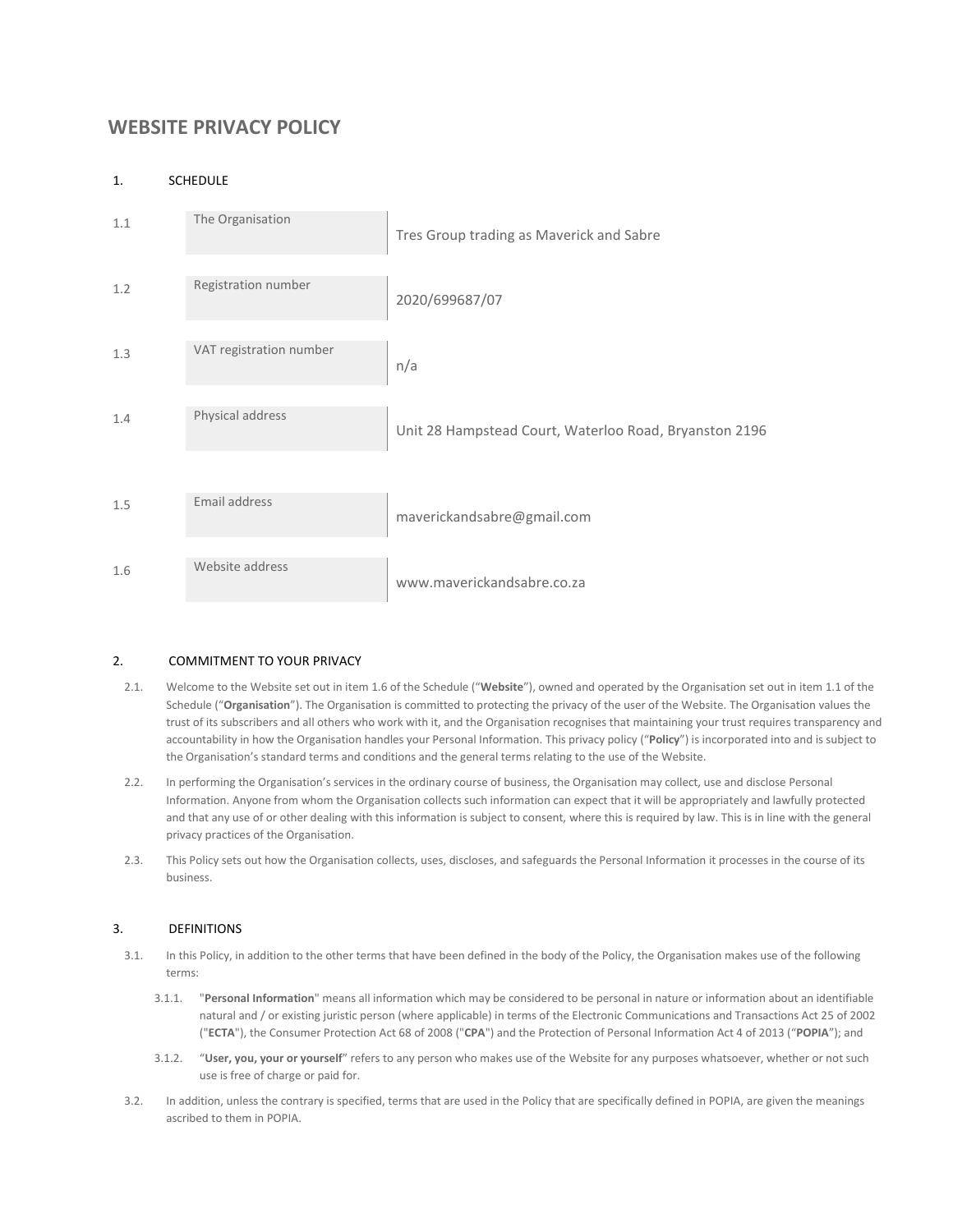# WEBSITE PRIVACY POLICY

1. SCHEDULE

| | | |
|---|---|---|
| 1.1 | The Organisation | Tres Group trading as Maverick and Sabre |
| 1.2 | Registration number | 2020/699687/07 |
| 1.3 | VAT registration number | n/a |
| 1.4 | Physical address | Unit 28 Hampstead Court, Waterloo Road, Bryanston 2196 |
| 1.5 | Email address | maverickandsabre@gmail.com |
| 1.6 | Website address | www.maverickandsabre.co.za |

2. COMMITMENT TO YOUR PRIVACY

2.1. Welcome to the Website set out in item 1.6 of the Schedule ("**Website**"), owned and operated by the Organisation set out in item 1.1 of the Schedule ("**Organisation**"). The Organisation is committed to protecting the privacy of the user of the Website. The Organisation values the trust of its subscribers and all others who work with it, and the Organisation recognises that maintaining your trust requires transparency and accountability in how the Organisation handles your Personal Information. This privacy policy ("**Policy**") is incorporated into and is subject to the Organisation's standard terms and conditions and the general terms relating to the use of the Website.

2.2. In performing the Organisation's services in the ordinary course of business, the Organisation may collect, use and disclose Personal Information. Anyone from whom the Organisation collects such information can expect that it will be appropriately and lawfully protected and that any use of or other dealing with this information is subject to consent, where this is required by law. This is in line with the general privacy practices of the Organisation.

2.3. This Policy sets out how the Organisation collects, uses, discloses, and safeguards the Personal Information it processes in the course of its business.

3. DEFINITIONS

3.1. In this Policy, in addition to the other terms that have been defined in the body of the Policy, the Organisation makes use of the following terms:

3.1.1. "**Personal Information**" means all information which may be considered to be personal in nature or information about an identifiable natural and / or existing juristic person (where applicable) in terms of the Electronic Communications and Transactions Act 25 of 2002 ("**ECTA**"), the Consumer Protection Act 68 of 2008 ("**CPA**") and the Protection of Personal Information Act 4 of 2013 ("**POPIA**"); and

3.1.2. "**User, you, your or yourself**" refers to any person who makes use of the Website for any purposes whatsoever, whether or not such use is free of charge or paid for.

3.2. In addition, unless the contrary is specified, terms that are used in the Policy that are specifically defined in POPIA, are given the meanings ascribed to them in POPIA.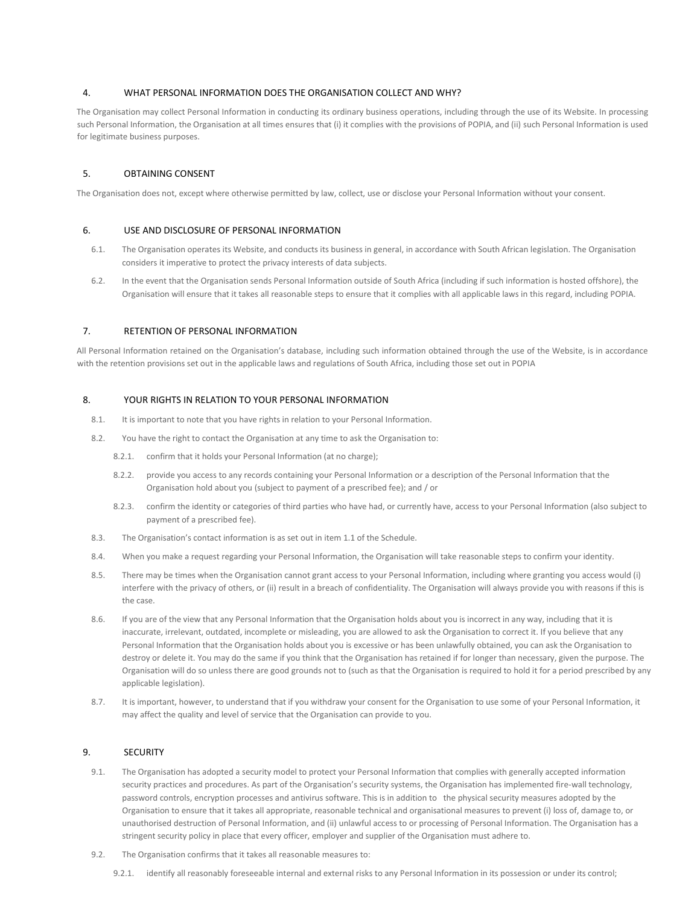## 4. WHAT PERSONAL INFORMATION DOES THE ORGANISATION COLLECT AND WHY?

The Organisation may collect Personal Information in conducting its ordinary business operations, including through the use of its Website. In processing such Personal Information, the Organisation at all times ensures that (i) it complies with the provisions of POPIA, and (ii) such Personal Information is used for legitimate business purposes.

## 5. OBTAINING CONSENT

The Organisation does not, except where otherwise permitted by law, collect, use or disclose your Personal Information without your consent.

## 6. USE AND DISCLOSURE OF PERSONAL INFORMATION

6.1. The Organisation operates its Website, and conducts its business in general, in accordance with South African legislation. The Organisation considers it imperative to protect the privacy interests of data subjects.

6.2. In the event that the Organisation sends Personal Information outside of South Africa (including if such information is hosted offshore), the Organisation will ensure that it takes all reasonable steps to ensure that it complies with all applicable laws in this regard, including POPIA.

## 7. RETENTION OF PERSONAL INFORMATION

All Personal Information retained on the Organisation's database, including such information obtained through the use of the Website, is in accordance with the retention provisions set out in the applicable laws and regulations of South Africa, including those set out in POPIA

## 8. YOUR RIGHTS IN RELATION TO YOUR PERSONAL INFORMATION

8.1. It is important to note that you have rights in relation to your Personal Information.

8.2. You have the right to contact the Organisation at any time to ask the Organisation to:

8.2.1. confirm that it holds your Personal Information (at no charge);

8.2.2. provide you access to any records containing your Personal Information or a description of the Personal Information that the Organisation hold about you (subject to payment of a prescribed fee); and / or

8.2.3. confirm the identity or categories of third parties who have had, or currently have, access to your Personal Information (also subject to payment of a prescribed fee).

8.3. The Organisation's contact information is as set out in item 1.1 of the Schedule.

8.4. When you make a request regarding your Personal Information, the Organisation will take reasonable steps to confirm your identity.

8.5. There may be times when the Organisation cannot grant access to your Personal Information, including where granting you access would (i) interfere with the privacy of others, or (ii) result in a breach of confidentiality. The Organisation will always provide you with reasons if this is the case.

8.6. If you are of the view that any Personal Information that the Organisation holds about you is incorrect in any way, including that it is inaccurate, irrelevant, outdated, incomplete or misleading, you are allowed to ask the Organisation to correct it. If you believe that any Personal Information that the Organisation holds about you is excessive or has been unlawfully obtained, you can ask the Organisation to destroy or delete it. You may do the same if you think that the Organisation has retained if for longer than necessary, given the purpose. The Organisation will do so unless there are good grounds not to (such as that the Organisation is required to hold it for a period prescribed by any applicable legislation).

8.7. It is important, however, to understand that if you withdraw your consent for the Organisation to use some of your Personal Information, it may affect the quality and level of service that the Organisation can provide to you.

## 9. SECURITY

9.1. The Organisation has adopted a security model to protect your Personal Information that complies with generally accepted information security practices and procedures. As part of the Organisation's security systems, the Organisation has implemented fire-wall technology, password controls, encryption processes and antivirus software. This is in addition to the physical security measures adopted by the Organisation to ensure that it takes all appropriate, reasonable technical and organisational measures to prevent (i) loss of, damage to, or unauthorised destruction of Personal Information, and (ii) unlawful access to or processing of Personal Information. The Organisation has a stringent security policy in place that every officer, employer and supplier of the Organisation must adhere to.

9.2. The Organisation confirms that it takes all reasonable measures to:

9.2.1. identify all reasonably foreseeable internal and external risks to any Personal Information in its possession or under its control;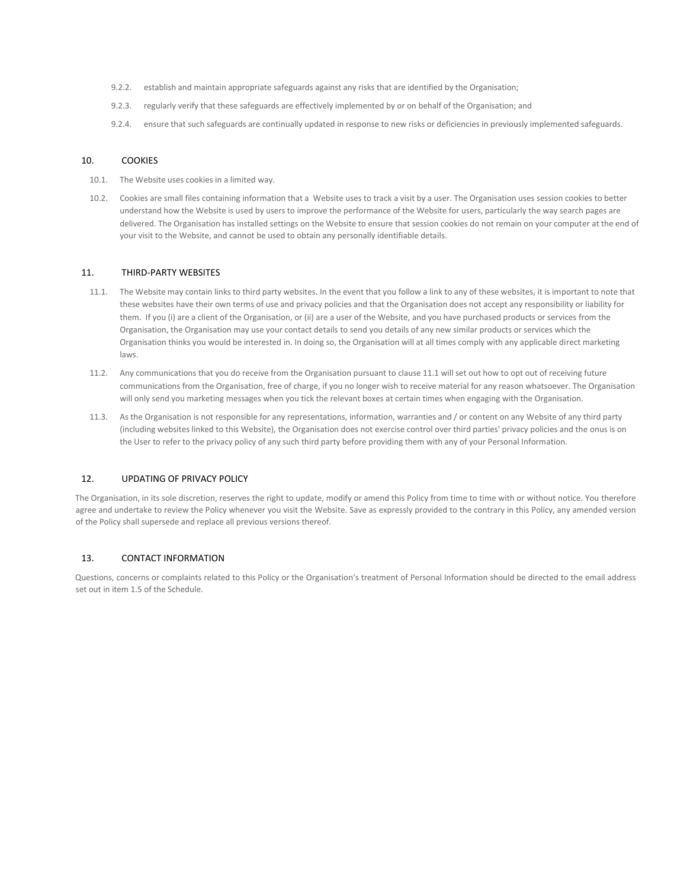9.2.2. establish and maintain appropriate safeguards against any risks that are identified by the Organisation;

9.2.3. regularly verify that these safeguards are effectively implemented by or on behalf of the Organisation; and

9.2.4. ensure that such safeguards are continually updated in response to new risks or deficiencies in previously implemented safeguards.

## 10. COOKIES

10.1. The Website uses cookies in a limited way.

10.2. Cookies are small files containing information that a Website uses to track a visit by a user. The Organisation uses session cookies to better understand how the Website is used by users to improve the performance of the Website for users, particularly the way search pages are delivered. The Organisation has installed settings on the Website to ensure that session cookies do not remain on your computer at the end of your visit to the Website, and cannot be used to obtain any personally identifiable details.

## 11. THIRD-PARTY WEBSITES

11.1. The Website may contain links to third party websites. In the event that you follow a link to any of these websites, it is important to note that these websites have their own terms of use and privacy policies and that the Organisation does not accept any responsibility or liability for them. If you (i) are a client of the Organisation, or (ii) are a user of the Website, and you have purchased products or services from the Organisation, the Organisation may use your contact details to send you details of any new similar products or services which the Organisation thinks you would be interested in. In doing so, the Organisation will at all times comply with any applicable direct marketing laws.

11.2. Any communications that you do receive from the Organisation pursuant to clause 11.1 will set out how to opt out of receiving future communications from the Organisation, free of charge, if you no longer wish to receive material for any reason whatsoever. The Organisation will only send you marketing messages when you tick the relevant boxes at certain times when engaging with the Organisation.

11.3. As the Organisation is not responsible for any representations, information, warranties and / or content on any Website of any third party (including websites linked to this Website), the Organisation does not exercise control over third parties' privacy policies and the onus is on the User to refer to the privacy policy of any such third party before providing them with any of your Personal Information.

## 12. UPDATING OF PRIVACY POLICY

The Organisation, in its sole discretion, reserves the right to update, modify or amend this Policy from time to time with or without notice. You therefore agree and undertake to review the Policy whenever you visit the Website. Save as expressly provided to the contrary in this Policy, any amended version of the Policy shall supersede and replace all previous versions thereof.

## 13. CONTACT INFORMATION

Questions, concerns or complaints related to this Policy or the Organisation's treatment of Personal Information should be directed to the email address set out in item 1.5 of the Schedule.